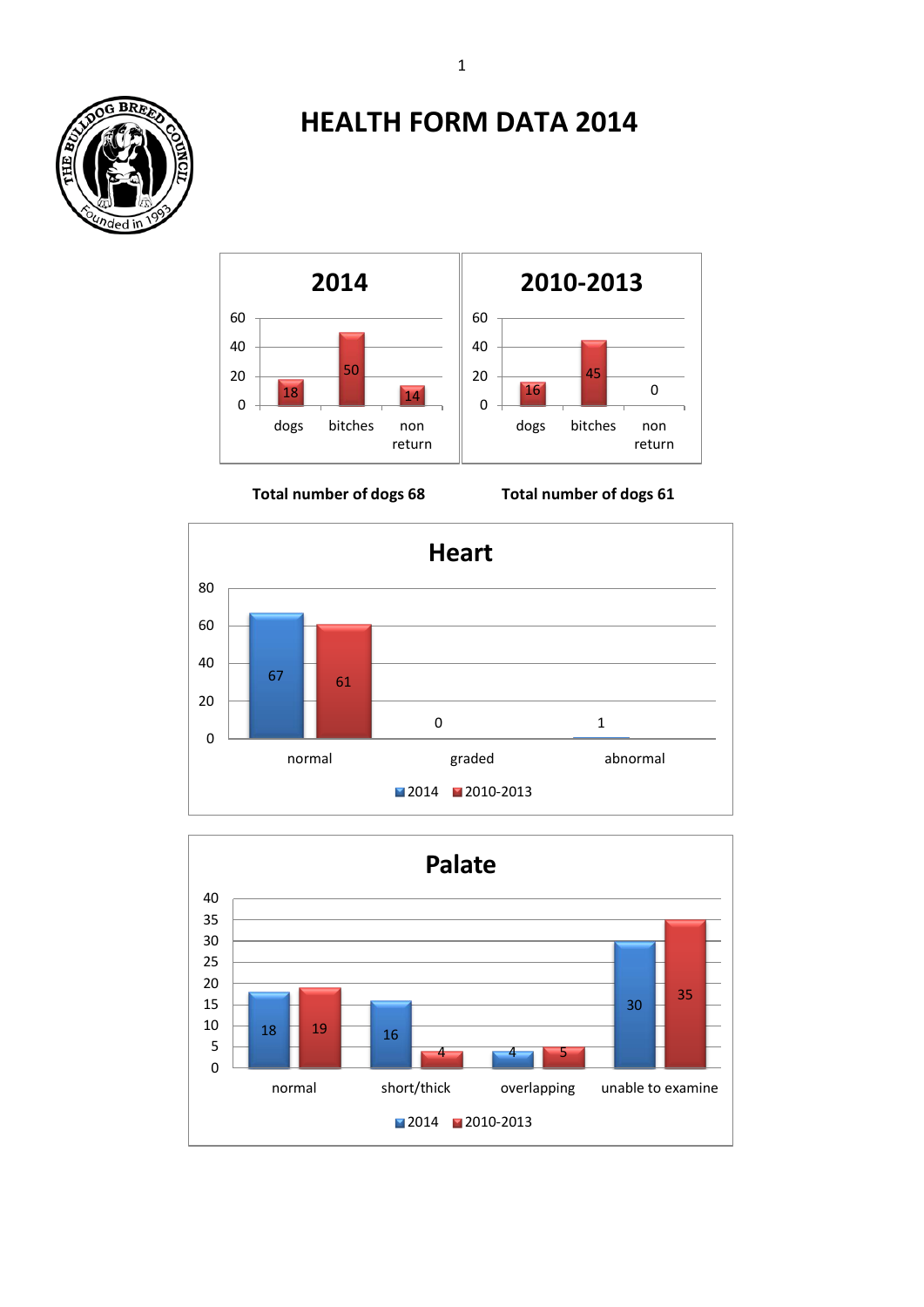# HEALTH FORM DATA 2014

### 2014

| | dogs | bitches | non return |
|---|---|---|---|
| 2014 | 18 | 50 | 14 |

Total number of dogs 68

### 2010-2013

| | dogs | bitches | non return |
|---|---|---|---|
| 2010-2013 | 16 | 45 | 0 |

Total number of dogs 61

### Heart

| | normal | graded | abnormal |
|---|---|---|---|
| 2014 | 67 | 0 | 1 |
| 2010-2013 | 61 | | |

### Palate

| | normal | short/thick | overlapping | unable to examine |
|---|---|---|---|---|
| 2014 | 18 | 16 | 4 | 30 |
| 2010-2013 | 19 | 4 | 5 | 35 |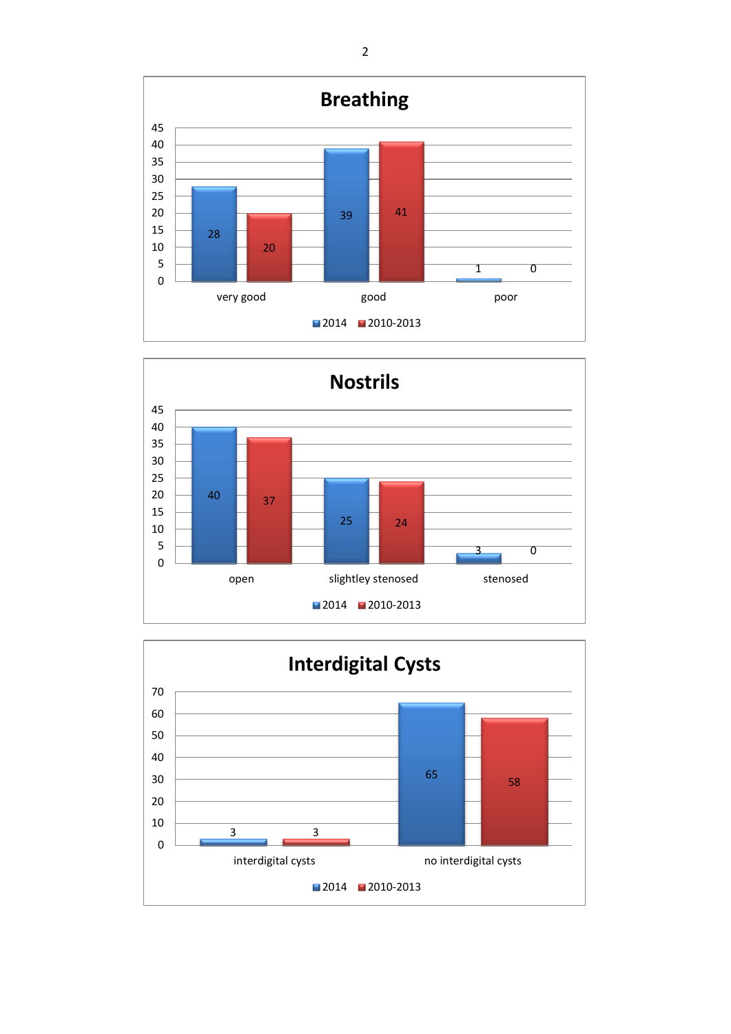Breathing

45
40
35
30
25
20
15
10
5
0

28
20
39
41
1
0

very good
good
poor

2014
2010-2013

Nostrils

45
40
35
30
25
20
15
10
5
0

40
37
25
24
3
0

open
slightley stenosed
stenosed

2014
2010-2013

Interdigital Cysts

70
60
50
40
30
20
10
0

3
3
65
58

interdigital cysts
no interdigital cysts

2014
2010-2013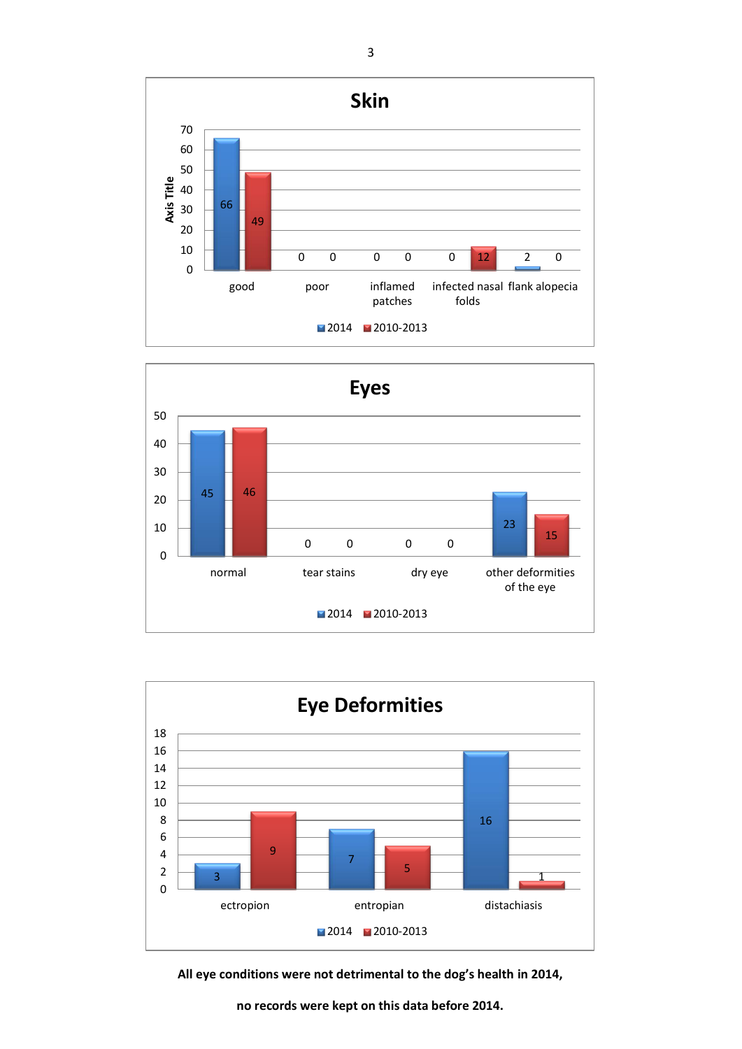Skin

70
60
50
40
30
20
10
0

Axis Title

66
49
0
0
0
0
0
12
2
0

good
poor
inflamed patches
infected nasal folds
flank alopecia

2014
2010-2013

Eyes

50
40
30
20
10
0

45
46
0
0
0
0
23
15

normal
tear stains
dry eye
other deformities of the eye

2014
2010-2013

Eye Deformities

18
16
14
12
10
8
6
4
2
0

3
9
7
5
16
1

ectropion
entropian
distachiasis

2014
2010-2013

**All eye conditions were not detrimental to the dog's health in 2014,**

**no records were kept on this data before 2014.**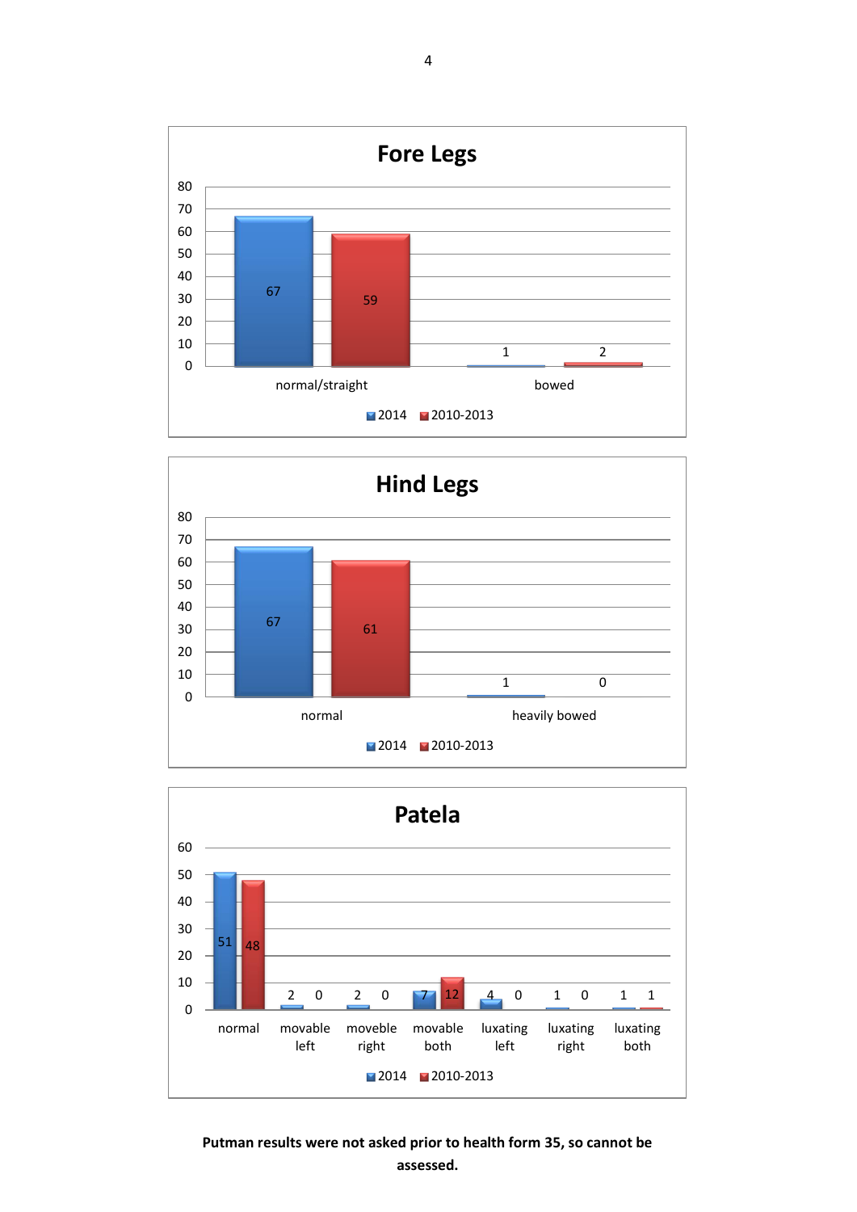Fore Legs

80
70
60
50
40
30
20
10
0

67
59
1
2

normal/straight
bowed

2014 2010-2013

Hind Legs

80
70
60
50
40
30
20
10
0

67
61
1
0

normal
heavily bowed

2014 2010-2013

Patela

60
50
40
30
20
10
0

51 48
2 0
2 0
7 12
4 0
1 0
1 1

normal
movable left
moveble right
movable both
luxating left
luxating right
luxating both

2014 2010-2013

**Putman results were not asked prior to health form 35, so cannot be assessed.**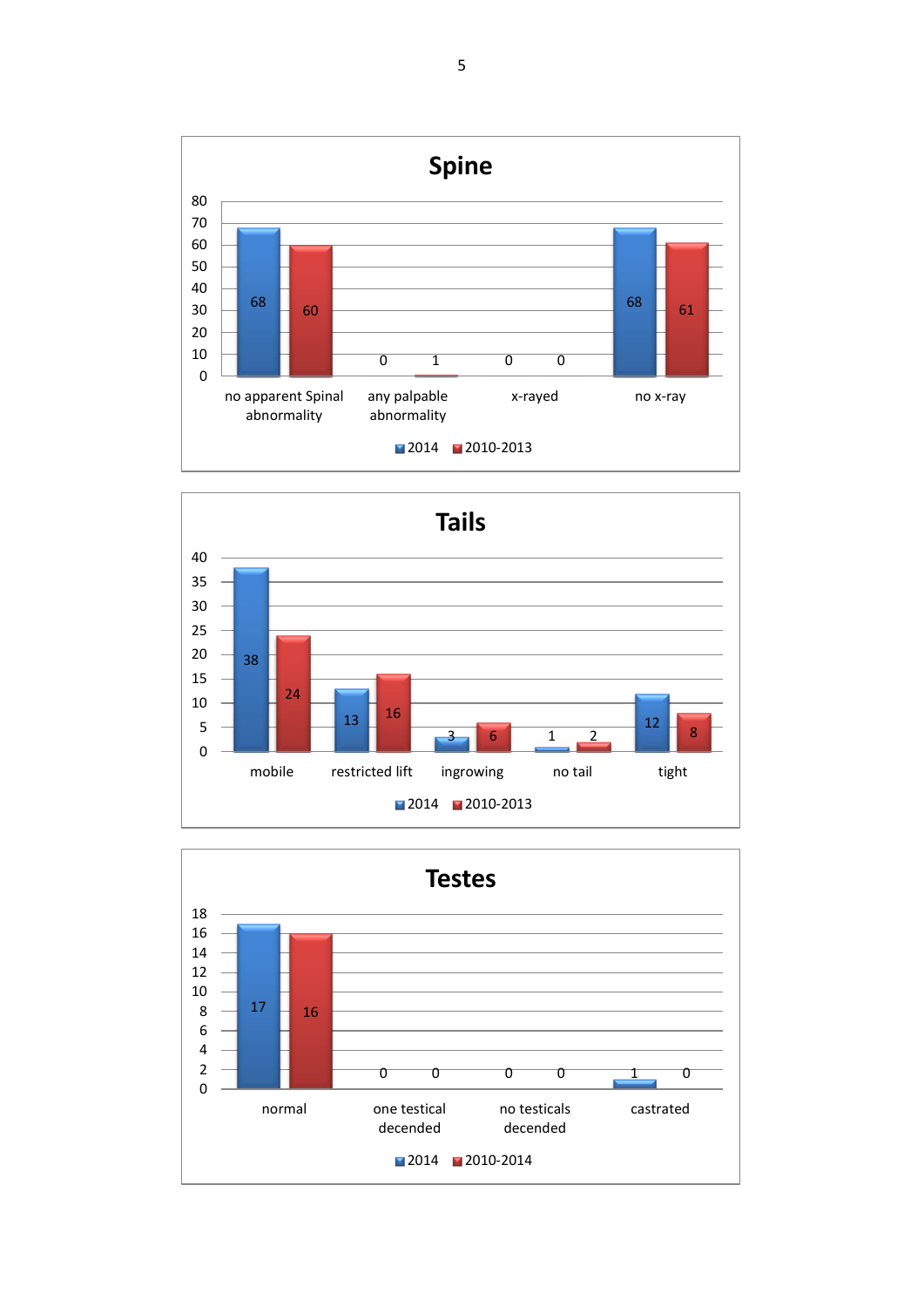## Spine

80
70
60
50
40
30
20
10
0

68 60 0 1 0 0 68 61

no apparent Spinal abnormality
any palpable abnormality
x-rayed
no x-ray

2014 2010-2013

## Tails

40
35
30
25
20
15
10
5
0

38 24 13 16 3 6 1 2 12 8

mobile
restricted lift
ingrowing
no tail
tight

2014 2010-2013

## Testes

18
16
14
12
10
8
6
4
2
0

17 16 0 0 0 0 1 0

normal
one testical decended
no testicals decended
castrated

2014 2010-2014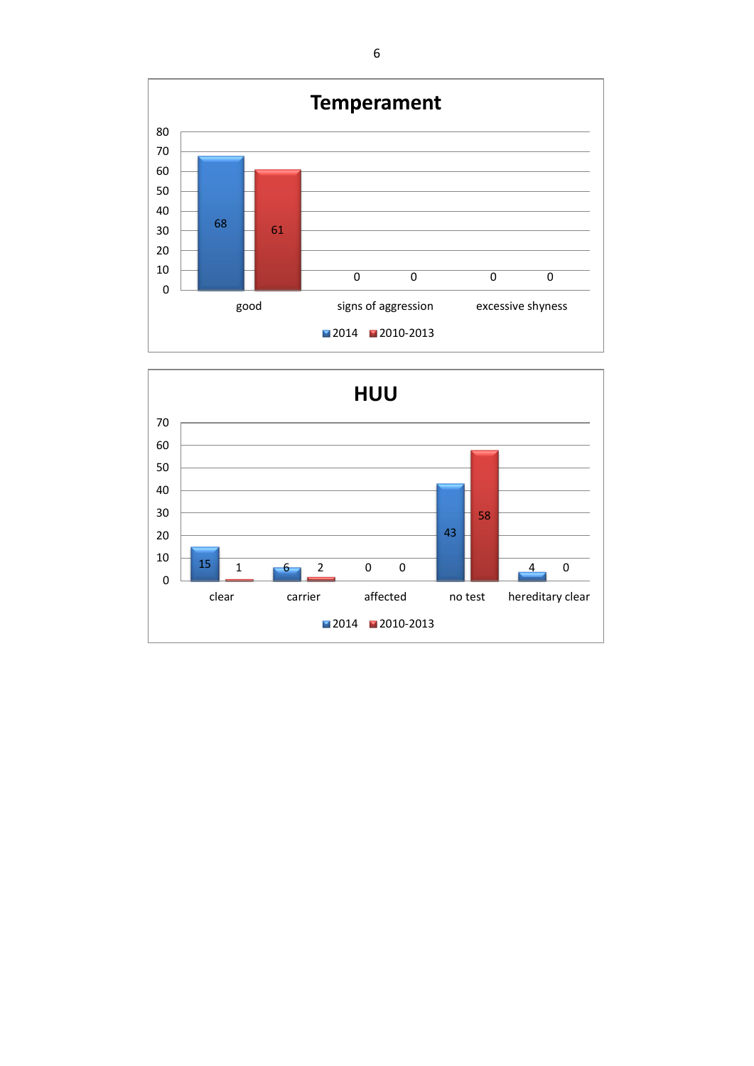Temperament

80
70
60
50
40
30
20
10
0

68
61
0
0
0
0

good
signs of aggression
excessive shyness

2014
2010-2013

HUU

70
60
50
40
30
20
10
0

15
1
6
2
0
0
43
58
4
0

clear
carrier
affected
no test
hereditary clear

2014
2010-2013